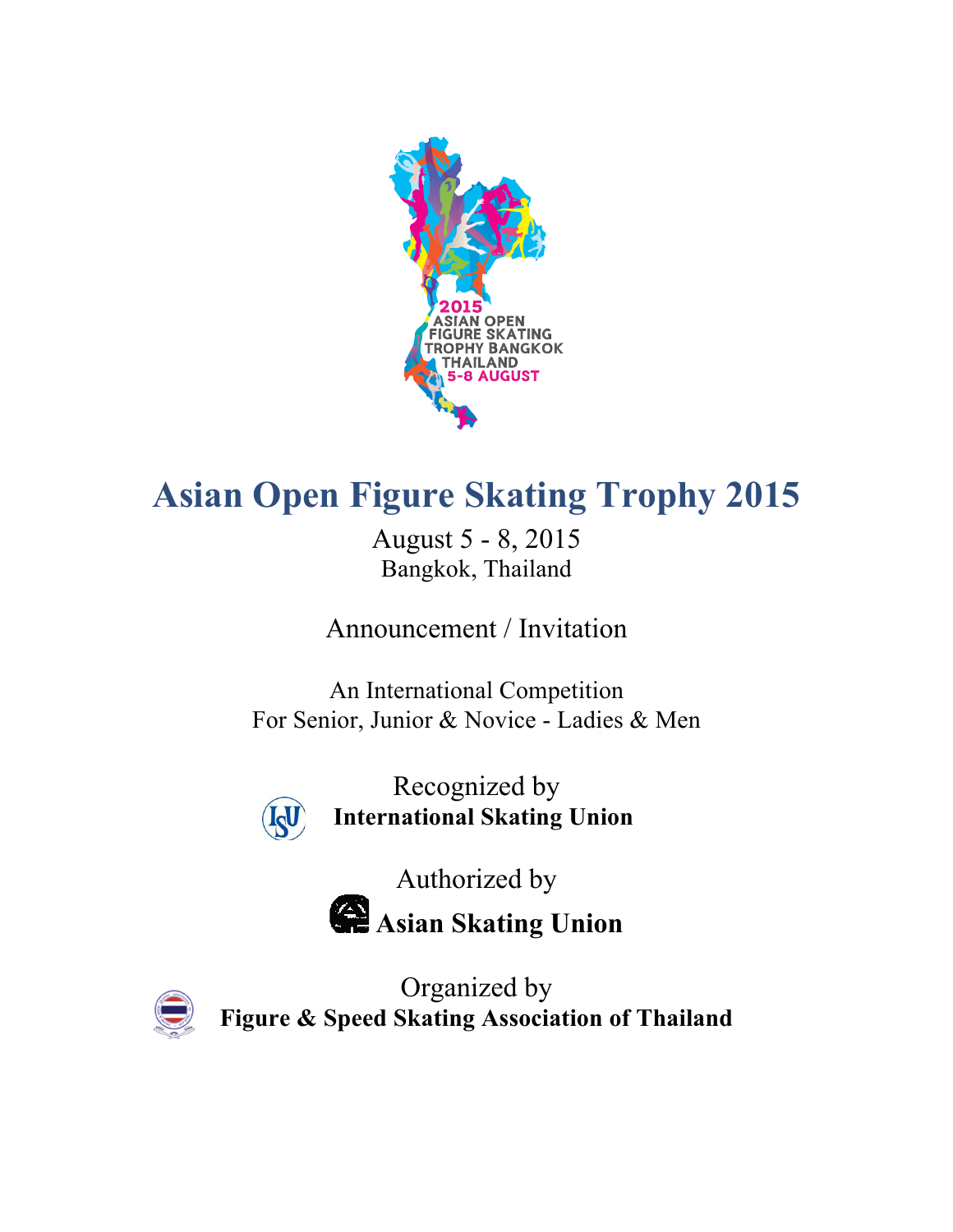# Asian Open Figure Skating Trophy 2015

August 5 - 8, 2015
Bangkok, Thailand

Announcement / Invitation

An International Competition
For Senior, Junior & Novice - Ladies & Men

Recognized by
**International Skating Union**

Authorized by
**Asian Skating Union**

Organized by
**Figure & Speed Skating Association of Thailand**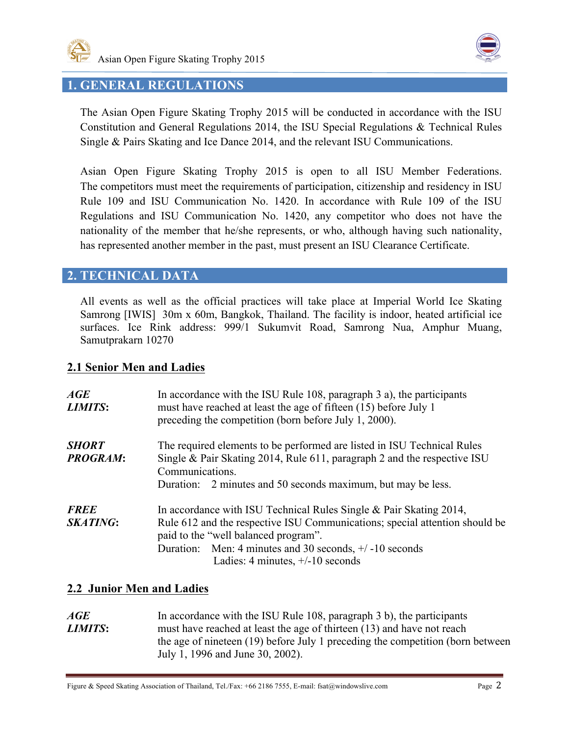## 1. GENERAL REGULATIONS

The Asian Open Figure Skating Trophy 2015 will be conducted in accordance with the ISU Constitution and General Regulations 2014, the ISU Special Regulations & Technical Rules Single & Pairs Skating and Ice Dance 2014, and the relevant ISU Communications.

Asian Open Figure Skating Trophy 2015 is open to all ISU Member Federations. The competitors must meet the requirements of participation, citizenship and residency in ISU Rule 109 and ISU Communication No. 1420. In accordance with Rule 109 of the ISU Regulations and ISU Communication No. 1420, any competitor who does not have the nationality of the member that he/she represents, or who, although having such nationality, has represented another member in the past, must present an ISU Clearance Certificate.

## 2. TECHNICAL DATA

All events as well as the official practices will take place at Imperial World Ice Skating Samrong [IWIS] 30m x 60m, Bangkok, Thailand. The facility is indoor, heated artificial ice surfaces. Ice Rink address: 999/1 Sukumvit Road, Samrong Nua, Amphur Muang, Samutprakarn 10270

### 2.1 Senior Men and Ladies

***AGE LIMITS*:** In accordance with the ISU Rule 108, paragraph 3 a), the participants must have reached at least the age of fifteen (15) before July 1 preceding the competition (born before July 1, 2000).

***SHORT PROGRAM*:** The required elements to be performed are listed in ISU Technical Rules Single & Pair Skating 2014, Rule 611, paragraph 2 and the respective ISU Communications.
Duration: 2 minutes and 50 seconds maximum, but may be less.

***FREE SKATING*:** In accordance with ISU Technical Rules Single & Pair Skating 2014, Rule 612 and the respective ISU Communications; special attention should be paid to the "well balanced program".
Duration: Men: 4 minutes and 30 seconds, +/ -10 seconds
Ladies: 4 minutes, +/-10 seconds

### 2.2 Junior Men and Ladies

***AGE LIMITS*:** In accordance with the ISU Rule 108, paragraph 3 b), the participants must have reached at least the age of thirteen (13) and have not reach the age of nineteen (19) before July 1 preceding the competition (born between July 1, 1996 and June 30, 2002).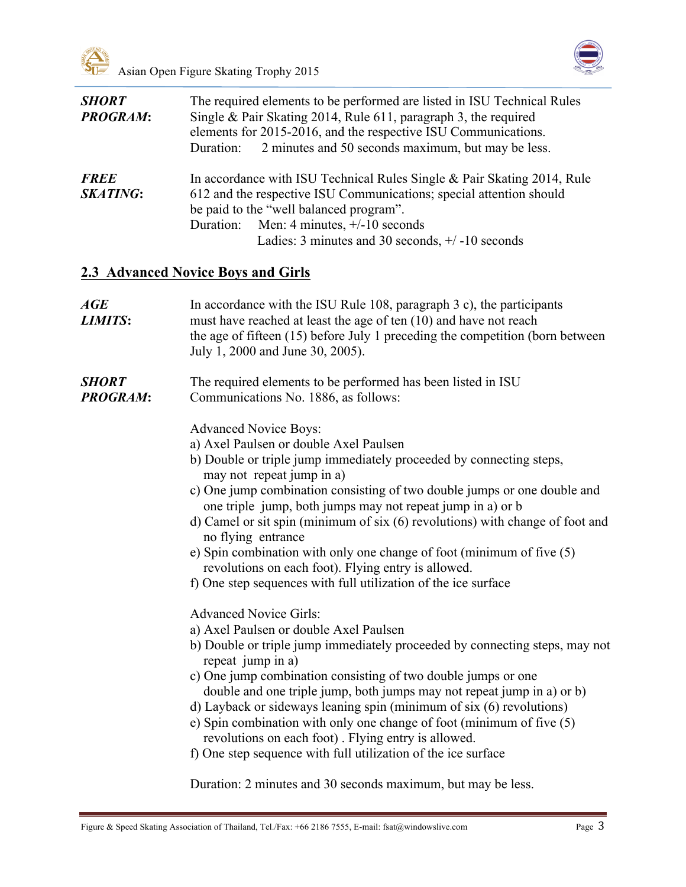***SHORT PROGRAM*:** The required elements to be performed are listed in ISU Technical Rules Single & Pair Skating 2014, Rule 611, paragraph 3, the required elements for 2015-2016, and the respective ISU Communications.
Duration: 2 minutes and 50 seconds maximum, but may be less.

***FREE SKATING*:** In accordance with ISU Technical Rules Single & Pair Skating 2014, Rule 612 and the respective ISU Communications; special attention should be paid to the "well balanced program".
Duration: Men: 4 minutes, +/-10 seconds
Ladies: 3 minutes and 30 seconds, +/ -10 seconds

## 2.3 Advanced Novice Boys and Girls

***AGE LIMITS*:** In accordance with the ISU Rule 108, paragraph 3 c), the participants must have reached at least the age of ten (10) and have not reach the age of fifteen (15) before July 1 preceding the competition (born between July 1, 2000 and June 30, 2005).

***SHORT PROGRAM*:** The required elements to be performed has been listed in ISU Communications No. 1886, as follows:

Advanced Novice Boys:

a) Axel Paulsen or double Axel Paulsen
b) Double or triple jump immediately proceeded by connecting steps, may not repeat jump in a)
c) One jump combination consisting of two double jumps or one double and one triple jump, both jumps may not repeat jump in a) or b
d) Camel or sit spin (minimum of six (6) revolutions) with change of foot and no flying entrance
e) Spin combination with only one change of foot (minimum of five (5) revolutions on each foot). Flying entry is allowed.
f) One step sequences with full utilization of the ice surface

Advanced Novice Girls:

a) Axel Paulsen or double Axel Paulsen
b) Double or triple jump immediately proceeded by connecting steps, may not repeat jump in a)
c) One jump combination consisting of two double jumps or one double and one triple jump, both jumps may not repeat jump in a) or b)
d) Layback or sideways leaning spin (minimum of six (6) revolutions)
e) Spin combination with only one change of foot (minimum of five (5) revolutions on each foot) . Flying entry is allowed.
f) One step sequence with full utilization of the ice surface

Duration: 2 minutes and 30 seconds maximum, but may be less.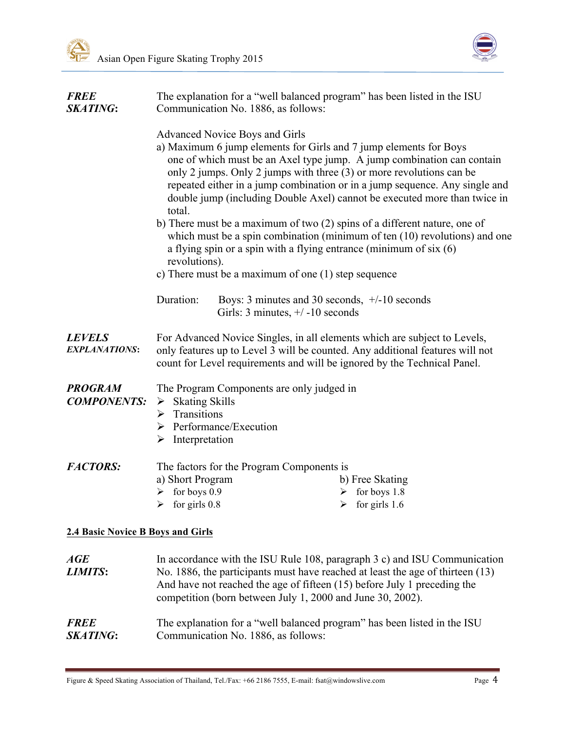***FREE SKATING***: The explanation for a "well balanced program" has been listed in the ISU Communication No. 1886, as follows:

Advanced Novice Boys and Girls

a) Maximum 6 jump elements for Girls and 7 jump elements for Boys one of which must be an Axel type jump. A jump combination can contain only 2 jumps. Only 2 jumps with three (3) or more revolutions can be repeated either in a jump combination or in a jump sequence. Any single and double jump (including Double Axel) cannot be executed more than twice in total.

b) There must be a maximum of two (2) spins of a different nature, one of which must be a spin combination (minimum of ten (10) revolutions) and one a flying spin or a spin with a flying entrance (minimum of six (6) revolutions).

c) There must be a maximum of one (1) step sequence

Duration: Boys: 3 minutes and 30 seconds, +/-10 seconds
Girls: 3 minutes, +/ -10 seconds

***LEVELS EXPLANATIONS***: For Advanced Novice Singles, in all elements which are subject to Levels, only features up to Level 3 will be counted. Any additional features will not count for Level requirements and will be ignored by the Technical Panel.

***PROGRAM COMPONENTS:*** The Program Components are only judged in

- Skating Skills
- Transitions
- Performance/Execution
- Interpretation

***FACTORS:*** The factors for the Program Components is

a) Short Program
- for boys 0.9
- for girls 0.8

b) Free Skating
- for boys 1.8
- for girls 1.6

## 2.4 Basic Novice B Boys and Girls

***AGE LIMITS***: In accordance with the ISU Rule 108, paragraph 3 c) and ISU Communication No. 1886, the participants must have reached at least the age of thirteen (13) And have not reached the age of fifteen (15) before July 1 preceding the competition (born between July 1, 2000 and June 30, 2002).

***FREE SKATING***: The explanation for a "well balanced program" has been listed in the ISU Communication No. 1886, as follows: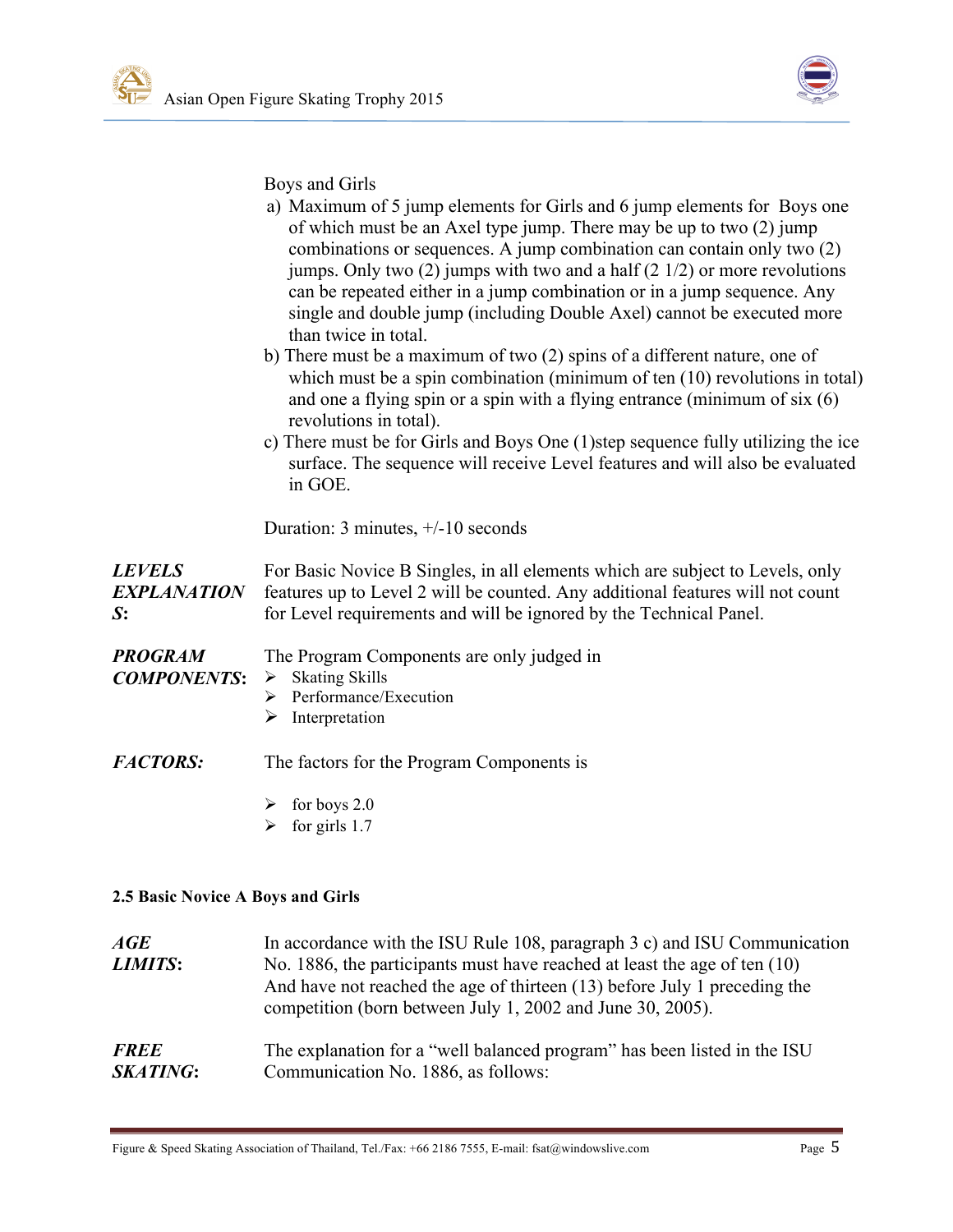Boys and Girls

a) Maximum of 5 jump elements for Girls and 6 jump elements for Boys one of which must be an Axel type jump. There may be up to two (2) jump combinations or sequences. A jump combination can contain only two (2) jumps. Only two (2) jumps with two and a half (2 1/2) or more revolutions can be repeated either in a jump combination or in a jump sequence. Any single and double jump (including Double Axel) cannot be executed more than twice in total.

b) There must be a maximum of two (2) spins of a different nature, one of which must be a spin combination (minimum of ten (10) revolutions in total) and one a flying spin or a spin with a flying entrance (minimum of six (6) revolutions in total).

c) There must be for Girls and Boys One (1)step sequence fully utilizing the ice surface. The sequence will receive Level features and will also be evaluated in GOE.

Duration: 3 minutes, +/-10 seconds

***LEVELS EXPLANATIONS:*** For Basic Novice B Singles, in all elements which are subject to Levels, only features up to Level 2 will be counted. Any additional features will not count for Level requirements and will be ignored by the Technical Panel.

***PROGRAM COMPONENTS:*** The Program Components are only judged in

- Skating Skills
- Performance/Execution
- Interpretation

***FACTORS:*** The factors for the Program Components is

- for boys 2.0
- for girls 1.7

**2.5 Basic Novice A Boys and Girls**

***AGE LIMITS:*** In accordance with the ISU Rule 108, paragraph 3 c) and ISU Communication No. 1886, the participants must have reached at least the age of ten (10) And have not reached the age of thirteen (13) before July 1 preceding the competition (born between July 1, 2002 and June 30, 2005).

***FREE SKATING:*** The explanation for a "well balanced program" has been listed in the ISU Communication No. 1886, as follows: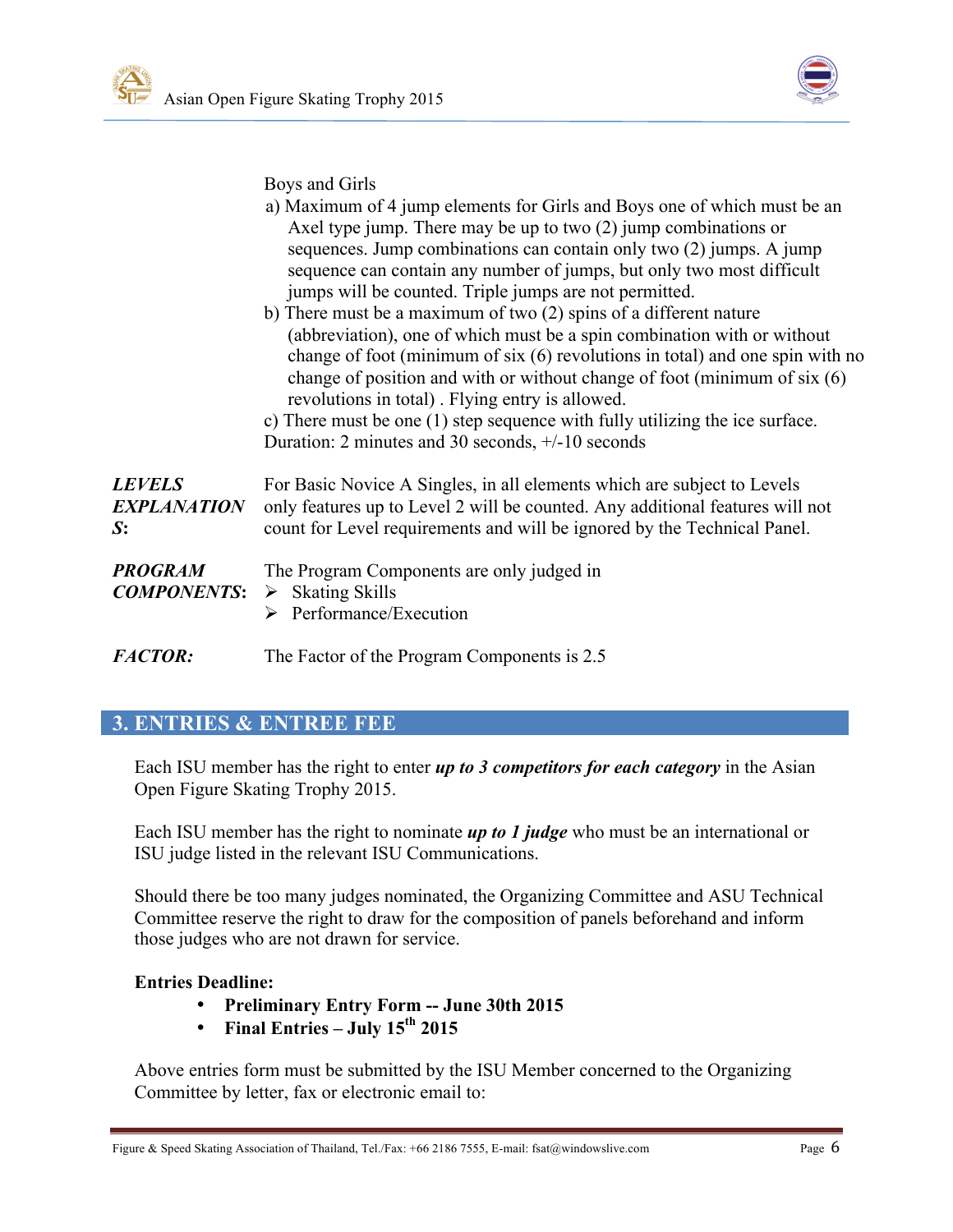Boys and Girls

a) Maximum of 4 jump elements for Girls and Boys one of which must be an Axel type jump. There may be up to two (2) jump combinations or sequences. Jump combinations can contain only two (2) jumps. A jump sequence can contain any number of jumps, but only two most difficult jumps will be counted. Triple jumps are not permitted.

b) There must be a maximum of two (2) spins of a different nature (abbreviation), one of which must be a spin combination with or without change of foot (minimum of six (6) revolutions in total) and one spin with no change of position and with or without change of foot (minimum of six (6) revolutions in total) . Flying entry is allowed.

c) There must be one (1) step sequence with fully utilizing the ice surface.

Duration: 2 minutes and 30 seconds, +/-10 seconds

***LEVELS EXPLANATIONS:*** For Basic Novice A Singles, in all elements which are subject to Levels only features up to Level 2 will be counted. Any additional features will not count for Level requirements and will be ignored by the Technical Panel.

***PROGRAM COMPONENTS:*** The Program Components are only judged in

- Skating Skills
- Performance/Execution

***FACTOR:*** The Factor of the Program Components is 2.5

## 3. ENTRIES & ENTREE FEE

Each ISU member has the right to enter ***up to 3 competitors for each category*** in the Asian Open Figure Skating Trophy 2015.

Each ISU member has the right to nominate ***up to 1 judge*** who must be an international or ISU judge listed in the relevant ISU Communications.

Should there be too many judges nominated, the Organizing Committee and ASU Technical Committee reserve the right to draw for the composition of panels beforehand and inform those judges who are not drawn for service.

**Entries Deadline:**

- **Preliminary Entry Form -- June 30th 2015**
- **Final Entries – July 15th 2015**

Above entries form must be submitted by the ISU Member concerned to the Organizing Committee by letter, fax or electronic email to: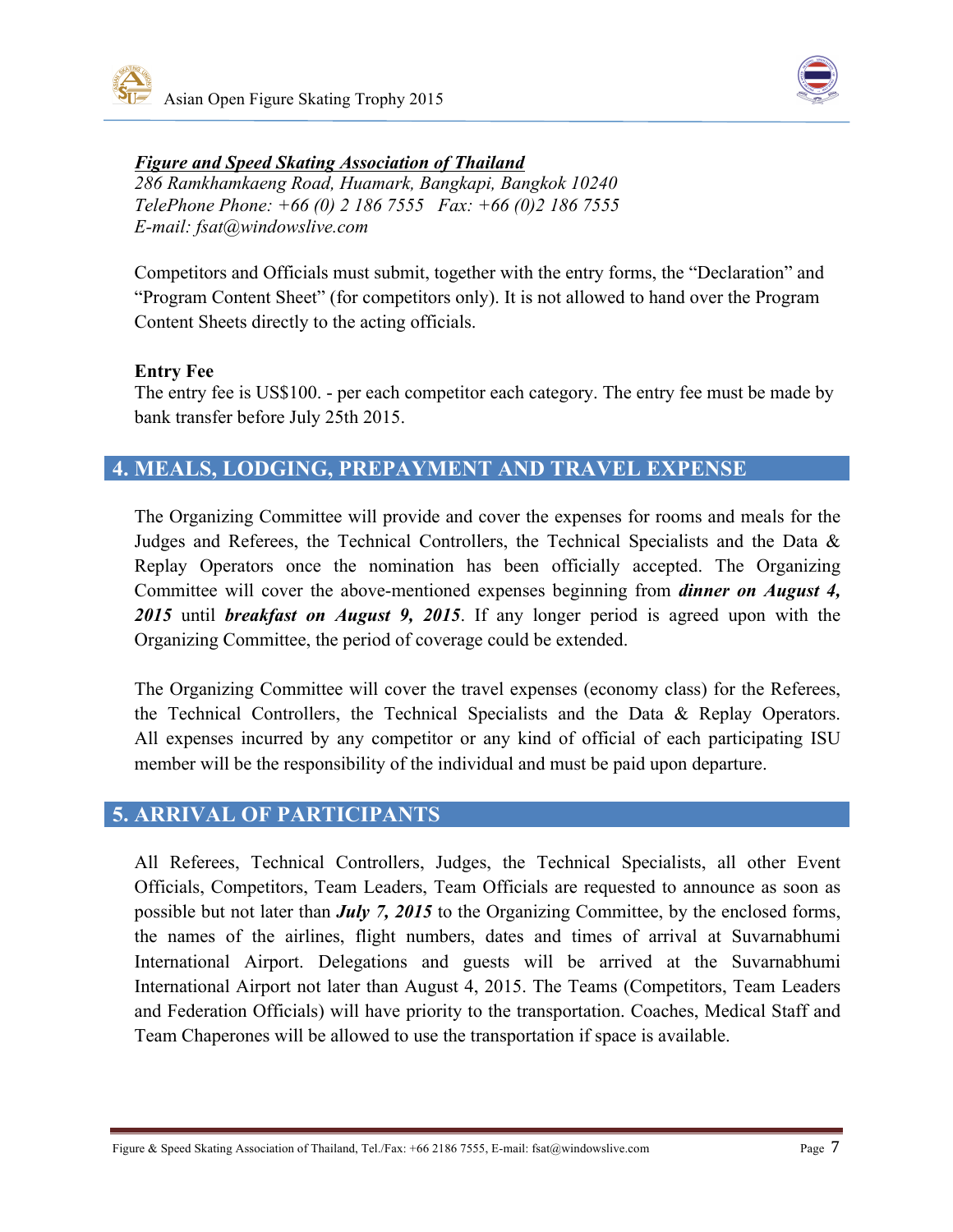***Figure and Speed Skating Association of Thailand***
*286 Ramkhamkaeng Road, Huamark, Bangkapi, Bangkok 10240*
*TelePhone Phone: +66 (0) 2 186 7555   Fax: +66 (0)2 186 7555*
*E-mail: fsat@windowslive.com*

Competitors and Officials must submit, together with the entry forms, the "Declaration" and "Program Content Sheet" (for competitors only). It is not allowed to hand over the Program Content Sheets directly to the acting officials.

**Entry Fee**
The entry fee is US$100. - per each competitor each category. The entry fee must be made by bank transfer before July 25th 2015.

## 4. MEALS, LODGING, PREPAYMENT AND TRAVEL EXPENSE

The Organizing Committee will provide and cover the expenses for rooms and meals for the Judges and Referees, the Technical Controllers, the Technical Specialists and the Data & Replay Operators once the nomination has been officially accepted. The Organizing Committee will cover the above-mentioned expenses beginning from ***dinner on August 4, 2015*** until ***breakfast on August 9, 2015***. If any longer period is agreed upon with the Organizing Committee, the period of coverage could be extended.

The Organizing Committee will cover the travel expenses (economy class) for the Referees, the Technical Controllers, the Technical Specialists and the Data & Replay Operators. All expenses incurred by any competitor or any kind of official of each participating ISU member will be the responsibility of the individual and must be paid upon departure.

## 5. ARRIVAL OF PARTICIPANTS

All Referees, Technical Controllers, Judges, the Technical Specialists, all other Event Officials, Competitors, Team Leaders, Team Officials are requested to announce as soon as possible but not later than ***July 7, 2015*** to the Organizing Committee, by the enclosed forms, the names of the airlines, flight numbers, dates and times of arrival at Suvarnabhumi International Airport. Delegations and guests will be arrived at the Suvarnabhumi International Airport not later than August 4, 2015. The Teams (Competitors, Team Leaders and Federation Officials) will have priority to the transportation. Coaches, Medical Staff and Team Chaperones will be allowed to use the transportation if space is available.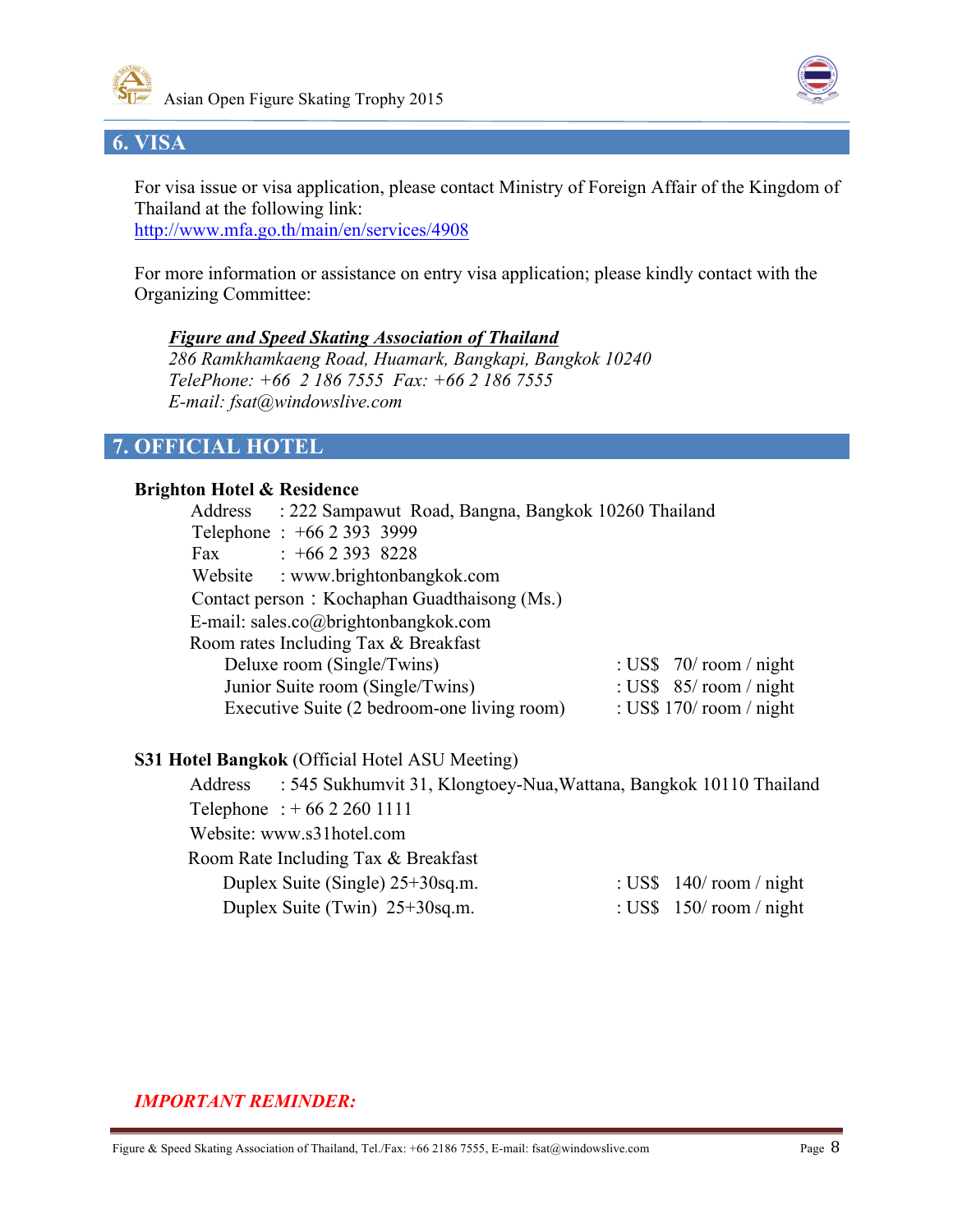## 6. VISA

For visa issue or visa application, please contact Ministry of Foreign Affair of the Kingdom of Thailand at the following link:
http://www.mfa.go.th/main/en/services/4908

For more information or assistance on entry visa application; please kindly contact with the Organizing Committee:

***Figure and Speed Skating Association of Thailand***
*286 Ramkhamkaeng Road, Huamark, Bangkapi, Bangkok 10240*
*TelePhone: +66 2 186 7555 Fax: +66 2 186 7555*
*E-mail: fsat@windowslive.com*

## 7. OFFICIAL HOTEL

**Brighton Hotel & Residence**

Address : 222 Sampawut Road, Bangna, Bangkok 10260 Thailand
Telephone : +66 2 393 3999
Fax : +66 2 393 8228
Website : www.brightonbangkok.com
Contact person：Kochaphan Guadthaisong (Ms.)
E-mail: sales.co@brightonbangkok.com
Room rates Including Tax & Breakfast

| | |
|---|---|
| Deluxe room (Single/Twins) | : US$ 70/ room / night |
| Junior Suite room (Single/Twins) | : US$ 85/ room / night |
| Executive Suite (2 bedroom-one living room) | : US$ 170/ room / night |

**S31 Hotel Bangkok** (Official Hotel ASU Meeting)

Address : 545 Sukhumvit 31, Klongtoey-Nua,Wattana, Bangkok 10110 Thailand
Telephone : + 66 2 260 1111
Website: www.s31hotel.com
Room Rate Including Tax & Breakfast

| | |
|---|---|
| Duplex Suite (Single) 25+30sq.m. | : US$ 140/ room / night |
| Duplex Suite (Twin) 25+30sq.m. | : US$ 150/ room / night |

***IMPORTANT REMINDER:***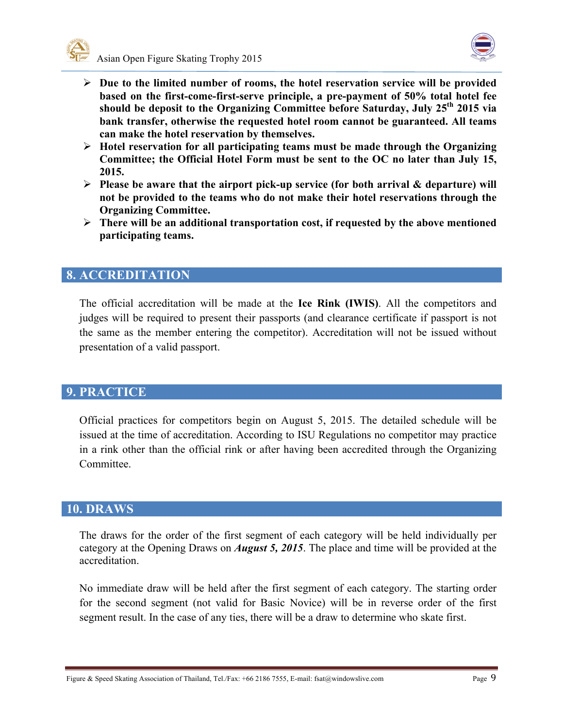- **Due to the limited number of rooms, the hotel reservation service will be provided based on the first-come-first-serve principle, a pre-payment of 50% total hotel fee should be deposit to the Organizing Committee before Saturday, July 25th 2015 via bank transfer, otherwise the requested hotel room cannot be guaranteed. All teams can make the hotel reservation by themselves.**
- **Hotel reservation for all participating teams must be made through the Organizing Committee; the Official Hotel Form must be sent to the OC no later than July 15, 2015.**
- **Please be aware that the airport pick-up service (for both arrival & departure) will not be provided to the teams who do not make their hotel reservations through the Organizing Committee.**
- **There will be an additional transportation cost, if requested by the above mentioned participating teams.**

## 8. ACCREDITATION

The official accreditation will be made at the **Ice Rink (IWIS)**. All the competitors and judges will be required to present their passports (and clearance certificate if passport is not the same as the member entering the competitor). Accreditation will not be issued without presentation of a valid passport.

## 9. PRACTICE

Official practices for competitors begin on August 5, 2015. The detailed schedule will be issued at the time of accreditation. According to ISU Regulations no competitor may practice in a rink other than the official rink or after having been accredited through the Organizing Committee.

## 10. DRAWS

The draws for the order of the first segment of each category will be held individually per category at the Opening Draws on ***August 5, 2015***. The place and time will be provided at the accreditation.

No immediate draw will be held after the first segment of each category. The starting order for the second segment (not valid for Basic Novice) will be in reverse order of the first segment result. In the case of any ties, there will be a draw to determine who skate first.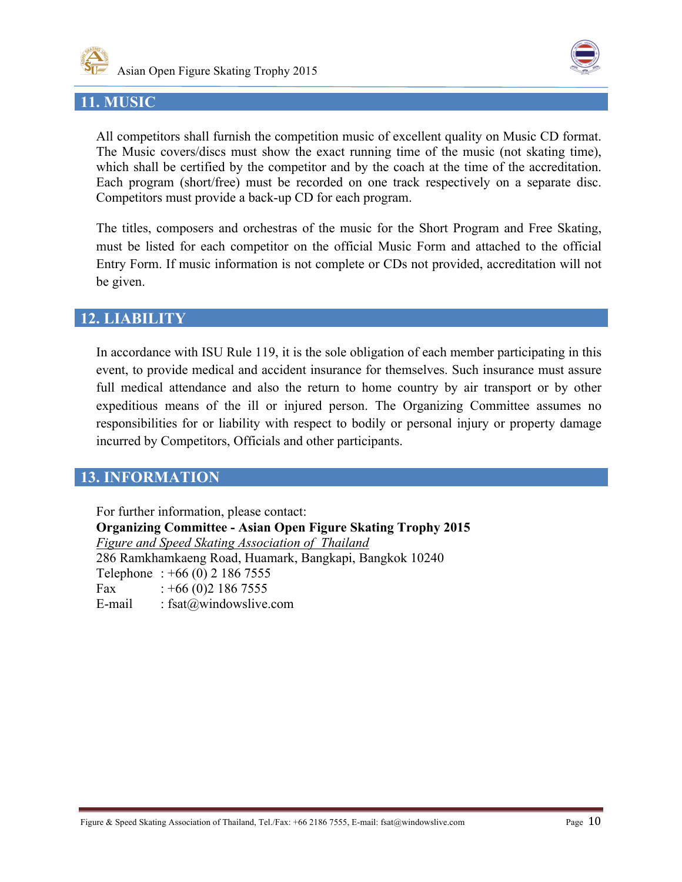## 11. MUSIC

All competitors shall furnish the competition music of excellent quality on Music CD format. The Music covers/discs must show the exact running time of the music (not skating time), which shall be certified by the competitor and by the coach at the time of the accreditation. Each program (short/free) must be recorded on one track respectively on a separate disc. Competitors must provide a back-up CD for each program.

The titles, composers and orchestras of the music for the Short Program and Free Skating, must be listed for each competitor on the official Music Form and attached to the official Entry Form. If music information is not complete or CDs not provided, accreditation will not be given.

## 12. LIABILITY

In accordance with ISU Rule 119, it is the sole obligation of each member participating in this event, to provide medical and accident insurance for themselves. Such insurance must assure full medical attendance and also the return to home country by air transport or by other expeditious means of the ill or injured person. The Organizing Committee assumes no responsibilities for or liability with respect to bodily or personal injury or property damage incurred by Competitors, Officials and other participants.

## 13. INFORMATION

For further information, please contact:
**Organizing Committee - Asian Open Figure Skating Trophy 2015**
*Figure and Speed Skating Association of Thailand*
286 Ramkhamkaeng Road, Huamark, Bangkapi, Bangkok 10240
Telephone : +66 (0) 2 186 7555
Fax : +66 (0)2 186 7555
E-mail : fsat@windowslive.com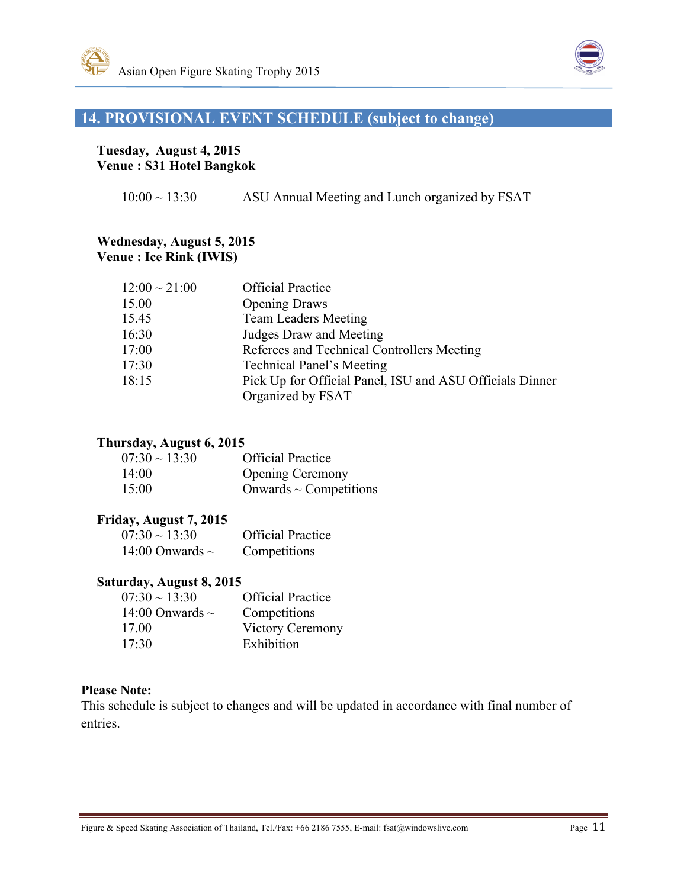## 14. PROVISIONAL EVENT SCHEDULE (subject to change)

**Tuesday, August 4, 2015**
**Venue : S31 Hotel Bangkok**

| | |
|---|---|
| 10:00 ~ 13:30 | ASU Annual Meeting and Lunch organized by FSAT |

**Wednesday, August 5, 2015**
**Venue : Ice Rink (IWIS)**

| | |
|---|---|
| 12:00 ~ 21:00 | Official Practice |
| 15.00 | Opening Draws |
| 15.45 | Team Leaders Meeting |
| 16:30 | Judges Draw and Meeting |
| 17:00 | Referees and Technical Controllers Meeting |
| 17:30 | Technical Panel's Meeting |
| 18:15 | Pick Up for Official Panel, ISU and ASU Officials Dinner Organized by FSAT |

**Thursday, August 6, 2015**

| | |
|---|---|
| 07:30 ~ 13:30 | Official Practice |
| 14:00 | Opening Ceremony |
| 15:00 | Onwards ~ Competitions |

**Friday, August 7, 2015**

| | |
|---|---|
| 07:30 ~ 13:30 | Official Practice |
| 14:00 Onwards ~ | Competitions |

**Saturday, August 8, 2015**

| | |
|---|---|
| 07:30 ~ 13:30 | Official Practice |
| 14:00 Onwards ~ | Competitions |
| 17.00 | Victory Ceremony |
| 17:30 | Exhibition |

**Please Note:**
This schedule is subject to changes and will be updated in accordance with final number of entries.